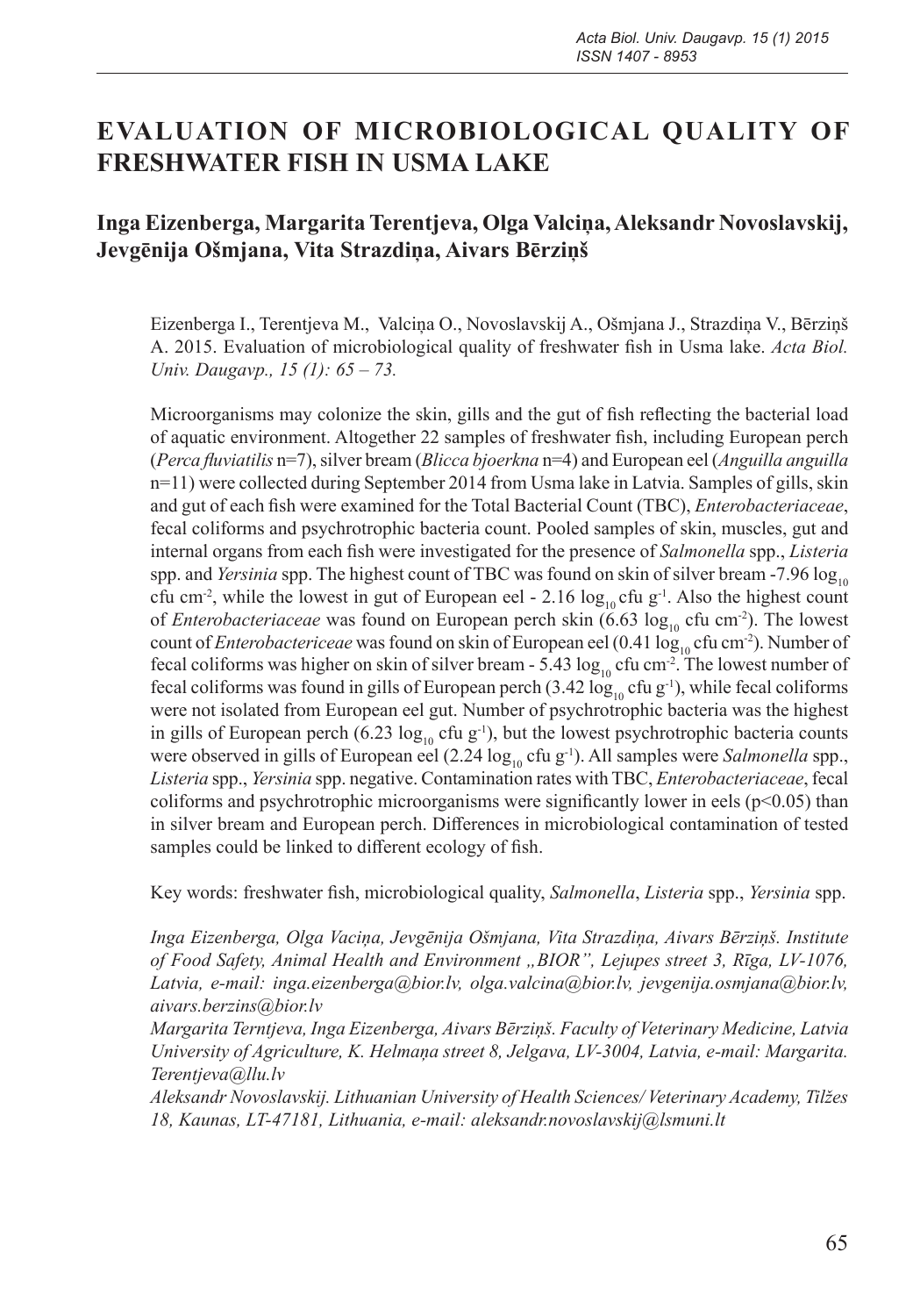# EVALUATION OF MICROBIOLOGICAL QUALITY OF FRESHWATER FISH IN USMA LAKE

## Inga Eizenberga, Margarita Terentjeva, Olga Valciņa, Aleksandr Novoslavskij, Jevgēnija Ošmjana, Vita Strazdiņa, Aivars Bērziņš

Eizenberga I., Terentjeva M., Valciņa O., Novoslavskij A., Ošmjana J., Strazdiņa V., Bērziņš A. 2015. Evaluation of microbiological quality of freshwater fish in Usma lake. *Acta Biol. Univ. Daugavp., 15 (1): 65 – 73.*

Microorganisms may colonize the skin, gills and the gut of fish reflecting the bacterial load of aquatic environment. Altogether 22 samples of freshwater fish, including European perch (*Perca fluviatilis* n=7), silver bream (*Blicca bjoerkna* n=4) and European eel (*Anguilla anguilla* n=11) were collected during September 2014 from Usma lake in Latvia. Samples of gills, skin and gut of each fish were examined for the Total Bacterial Count (TBC), *Enterobacteriaceae*, fecal coliforms and psychrotrophic bacteria count. Pooled samples of skin, muscles, gut and internal organs from each fish were investigated for the presence of *Salmonella* spp., *Listeria* spp. and *Yersinia* spp. The highest count of TBC was found on skin of silver bream -7.96 $\log_{10}$ cfu $cm^{-2}$, while the lowest in gut of European eel - 2.16 $\log_{10}$ cfu $g^{-1}$. Also the highest count of *Enterobacteriaceae* was found on European perch skin (6.63 $\log_{10}$ cfu $cm^{-2}$). The lowest count of *Enterobactericeae* was found on skin of European eel (0.41 $\log_{10}$ cfu $cm^{-2}$). Number of fecal coliforms was higher on skin of silver bream - 5.43 $\log_{10}$ cfu $cm^{-2}$. The lowest number of fecal coliforms was found in gills of European perch (3.42 $\log_{10}$ cfu $g^{-1}$), while fecal coliforms were not isolated from European eel gut. Number of psychrotrophic bacteria was the highest in gills of European perch (6.23 $\log_{10}$ cfu $g^{-1}$), but the lowest psychrotrophic bacteria counts were observed in gills of European eel (2.24 $\log_{10}$ cfu $g^{-1}$). All samples were *Salmonella* spp., *Listeria* spp., *Yersinia* spp. negative. Contamination rates with TBC, *Enterobacteriaceae*, fecal coliforms and psychrotrophic microorganisms were significantly lower in eels ($p<0.05$) than in silver bream and European perch. Differences in microbiological contamination of tested samples could be linked to different ecology of fish.

Key words: freshwater fish, microbiological quality, *Salmonella*, *Listeria* spp., *Yersinia* spp.

*Inga Eizenberga, Olga Vaciņa, Jevgēnija Ošmjana, Vita Strazdiņa, Aivars Bērziņš. Institute of Food Safety, Animal Health and Environment „BIOR", Lejupes street 3, Rīga, LV-1076, Latvia, e-mail: inga.eizenberga@bior.lv, olga.valcina@bior.lv, jevgenija.osmjana@bior.lv, aivars.berzins@bior.lv*

*Margarita Terntjeva, Inga Eizenberga, Aivars Bērziņš. Faculty of Veterinary Medicine, Latvia University of Agriculture, K. Helmaņa street 8, Jelgava, LV-3004, Latvia, e-mail: Margarita.Terentjeva@llu.lv*

*Aleksandr Novoslavskij. Lithuanian University of Health Sciences/ Veterinary Academy, Tilžes 18, Kaunas, LT-47181, Lithuania, e-mail: aleksandr.novoslavskij@lsmuni.lt*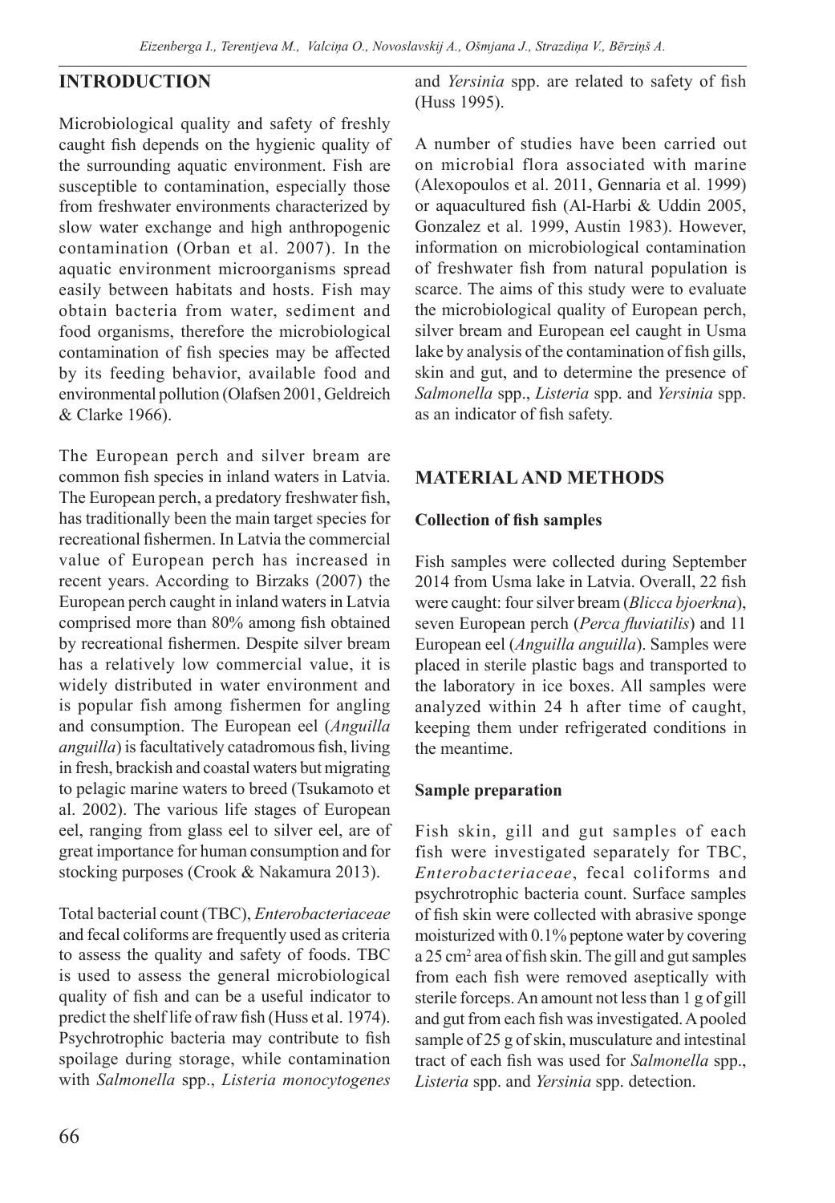## INTRODUCTION

Microbiological quality and safety of freshly caught fish depends on the hygienic quality of the surrounding aquatic environment. Fish are susceptible to contamination, especially those from freshwater environments characterized by slow water exchange and high anthropogenic contamination (Orban et al. 2007). In the aquatic environment microorganisms spread easily between habitats and hosts. Fish may obtain bacteria from water, sediment and food organisms, therefore the microbiological contamination of fish species may be affected by its feeding behavior, available food and environmental pollution (Olafsen 2001, Geldreich & Clarke 1966).

The European perch and silver bream are common fish species in inland waters in Latvia. The European perch, a predatory freshwater fish, has traditionally been the main target species for recreational fishermen. In Latvia the commercial value of European perch has increased in recent years. According to Birzaks (2007) the European perch caught in inland waters in Latvia comprised more than 80% among fish obtained by recreational fishermen. Despite silver bream has a relatively low commercial value, it is widely distributed in water environment and is popular fish among fishermen for angling and consumption. The European eel (*Anguilla anguilla*) is facultatively catadromous fish, living in fresh, brackish and coastal waters but migrating to pelagic marine waters to breed (Tsukamoto et al. 2002). The various life stages of European eel, ranging from glass eel to silver eel, are of great importance for human consumption and for stocking purposes (Crook & Nakamura 2013).

Total bacterial count (TBC), *Enterobacteriaceae* and fecal coliforms are frequently used as criteria to assess the quality and safety of foods. TBC is used to assess the general microbiological quality of fish and can be a useful indicator to predict the shelf life of raw fish (Huss et al. 1974). Psychrotrophic bacteria may contribute to fish spoilage during storage, while contamination with *Salmonella* spp., *Listeria monocytogenes* and *Yersinia* spp. are related to safety of fish (Huss 1995).

A number of studies have been carried out on microbial flora associated with marine (Alexopoulos et al. 2011, Gennaria et al. 1999) or aquacultured fish (Al-Harbi & Uddin 2005, Gonzalez et al. 1999, Austin 1983). However, information on microbiological contamination of freshwater fish from natural population is scarce. The aims of this study were to evaluate the microbiological quality of European perch, silver bream and European eel caught in Usma lake by analysis of the contamination of fish gills, skin and gut, and to determine the presence of *Salmonella* spp., *Listeria* spp. and *Yersinia* spp. as an indicator of fish safety.

## MATERIAL AND METHODS

### Collection of fish samples

Fish samples were collected during September 2014 from Usma lake in Latvia. Overall, 22 fish were caught: four silver bream (*Blicca bjoerkna*), seven European perch (*Perca fluviatilis*) and 11 European eel (*Anguilla anguilla*). Samples were placed in sterile plastic bags and transported to the laboratory in ice boxes. All samples were analyzed within 24 h after time of caught, keeping them under refrigerated conditions in the meantime.

### Sample preparation

Fish skin, gill and gut samples of each fish were investigated separately for TBC, *Enterobacteriaceae*, fecal coliforms and psychrotrophic bacteria count. Surface samples of fish skin were collected with abrasive sponge moisturized with 0.1% peptone water by covering a 25 $cm^2$ area of fish skin. The gill and gut samples from each fish were removed aseptically with sterile forceps. An amount not less than 1 g of gill and gut from each fish was investigated. A pooled sample of 25 g of skin, musculature and intestinal tract of each fish was used for *Salmonella* spp., *Listeria* spp. and *Yersinia* spp. detection.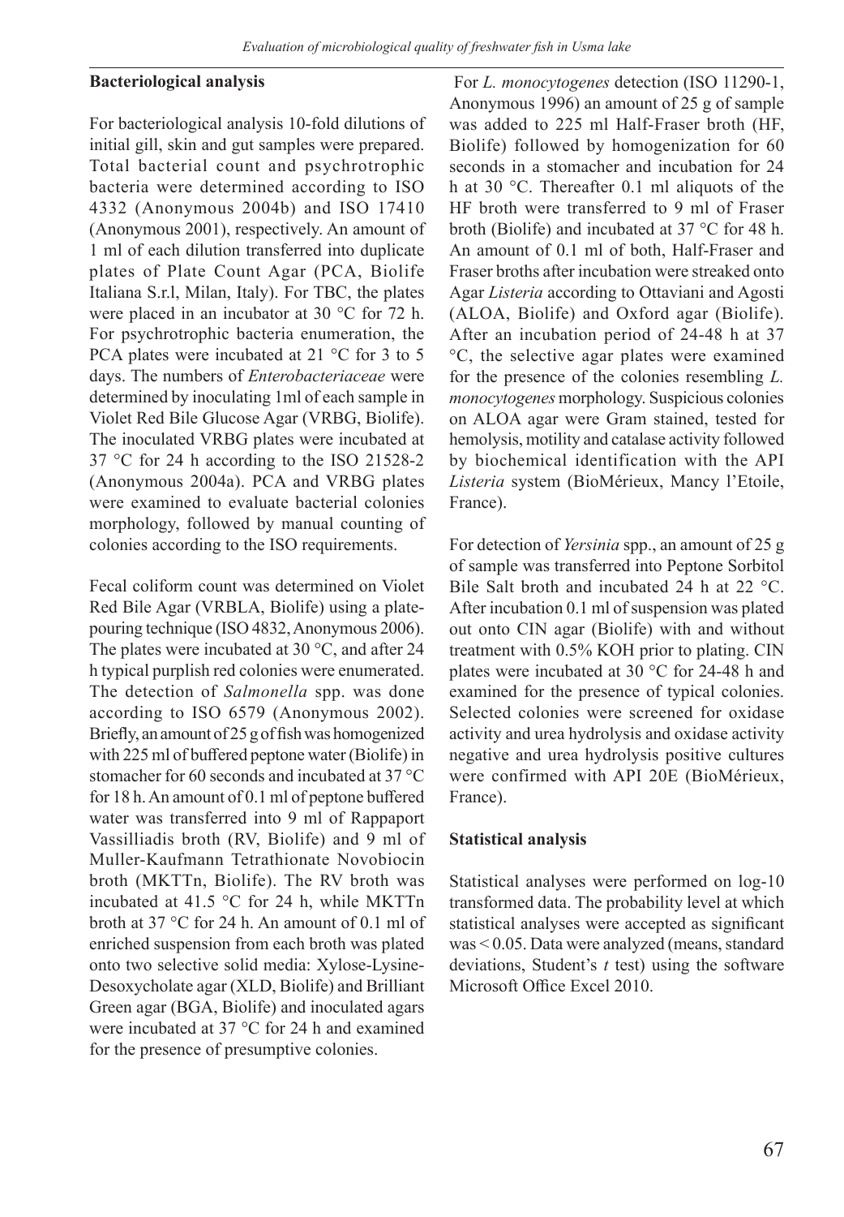### Bacteriological analysis

For bacteriological analysis 10-fold dilutions of initial gill, skin and gut samples were prepared. Total bacterial count and psychrotrophic bacteria were determined according to ISO 4332 (Anonymous 2004b) and ISO 17410 (Anonymous 2001), respectively. An amount of 1 ml of each dilution transferred into duplicate plates of Plate Count Agar (PCA, Biolife Italiana S.r.l, Milan, Italy). For TBC, the plates were placed in an incubator at 30 °C for 72 h. For psychrotrophic bacteria enumeration, the PCA plates were incubated at 21 °C for 3 to 5 days. The numbers of *Enterobacteriaceae* were determined by inoculating 1ml of each sample in Violet Red Bile Glucose Agar (VRBG, Biolife). The inoculated VRBG plates were incubated at 37 °C for 24 h according to the ISO 21528-2 (Anonymous 2004a). PCA and VRBG plates were examined to evaluate bacterial colonies morphology, followed by manual counting of colonies according to the ISO requirements.

Fecal coliform count was determined on Violet Red Bile Agar (VRBLA, Biolife) using a plate-pouring technique (ISO 4832, Anonymous 2006). The plates were incubated at 30 °C, and after 24 h typical purplish red colonies were enumerated. The detection of *Salmonella* spp. was done according to ISO 6579 (Anonymous 2002). Briefly, an amount of 25 g of fish was homogenized with 225 ml of buffered peptone water (Biolife) in stomacher for 60 seconds and incubated at 37 °C for 18 h. An amount of 0.1 ml of peptone buffered water was transferred into 9 ml of Rappaport Vassilliadis broth (RV, Biolife) and 9 ml of Muller-Kaufmann Tetrathionate Novobiocin broth (MKTTn, Biolife). The RV broth was incubated at 41.5 °C for 24 h, while MKTTn broth at 37 °C for 24 h. An amount of 0.1 ml of enriched suspension from each broth was plated onto two selective solid media: Xylose-Lysine-Desoxycholate agar (XLD, Biolife) and Brilliant Green agar (BGA, Biolife) and inoculated agars were incubated at 37 °C for 24 h and examined for the presence of presumptive colonies.

For *L. monocytogenes* detection (ISO 11290-1, Anonymous 1996) an amount of 25 g of sample was added to 225 ml Half-Fraser broth (HF, Biolife) followed by homogenization for 60 seconds in a stomacher and incubation for 24 h at 30 °C. Thereafter 0.1 ml aliquots of the HF broth were transferred to 9 ml of Fraser broth (Biolife) and incubated at 37 °C for 48 h. An amount of 0.1 ml of both, Half-Fraser and Fraser broths after incubation were streaked onto Agar *Listeria* according to Ottaviani and Agosti (ALOA, Biolife) and Oxford agar (Biolife). After an incubation period of 24-48 h at 37 °C, the selective agar plates were examined for the presence of the colonies resembling *L. monocytogenes* morphology. Suspicious colonies on ALOA agar were Gram stained, tested for hemolysis, motility and catalase activity followed by biochemical identification with the API *Listeria* system (BioMérieux, Mancy l'Etoile, France).

For detection of *Yersinia* spp., an amount of 25 g of sample was transferred into Peptone Sorbitol Bile Salt broth and incubated 24 h at 22 °C. After incubation 0.1 ml of suspension was plated out onto CIN agar (Biolife) with and without treatment with 0.5% KOH prior to plating. CIN plates were incubated at 30 °C for 24-48 h and examined for the presence of typical colonies. Selected colonies were screened for oxidase activity and urea hydrolysis and oxidase activity negative and urea hydrolysis positive cultures were confirmed with API 20E (BioMérieux, France).

### Statistical analysis

Statistical analyses were performed on log-10 transformed data. The probability level at which statistical analyses were accepted as significant was $< 0.05$. Data were analyzed (means, standard deviations, Student's $t$ test) using the software Microsoft Office Excel 2010.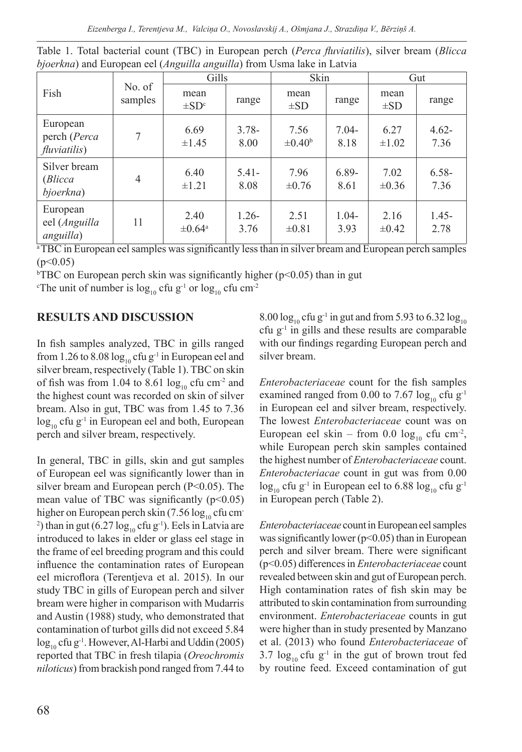Table 1. Total bacterial count (TBC) in European perch (*Perca fluviatilis*), silver bream (*Blicca bjoerkna*) and European eel (*Anguilla anguilla*) from Usma lake in Latvia

| Fish | No. of samples | Gills | | Skin | | Gut | |
|---|---|---|---|---|---|---|---|
| | | mean ±SD[c] | range | mean ±SD | range | mean ±SD | range |
| European perch (*Perca fluviatilis*) | 7 | 6.69 ±1.45 | 3.78-8.00 | 7.56 ±0.40[b] | 7.04-8.18 | 6.27 ±1.02 | 4.62-7.36 |
| Silver bream (*Blicca bjoerkna*) | 4 | 6.40 ±1.21 | 5.41-8.08 | 7.96 ±0.76 | 6.89-8.61 | 7.02 ±0.36 | 6.58-7.36 |
| European eel (*Anguilla anguilla*) | 11 | 2.40 ±0.64[a] | 1.26-3.76 | 2.51 ±0.81 | 1.04-3.93 | 2.16 ±0.42 | 1.45-2.78 |

[a] TBC in European eel samples was significantly less than in silver bream and European perch samples ($p<0.05$)

[b] TBC on European perch skin was significantly higher ($p<0.05$) than in gut

[c] The unit of number is $\log_{10}$ cfu g$^{-1}$ or $\log_{10}$ cfu cm$^{-2}$

## RESULTS AND DISCUSSION

In fish samples analyzed, TBC in gills ranged from 1.26 to 8.08 $\log_{10}$ cfu g$^{-1}$ in European eel and silver bream, respectively (Table 1). TBC on skin of fish was from 1.04 to 8.61 $\log_{10}$ cfu cm$^{-2}$ and the highest count was recorded on skin of silver bream. Also in gut, TBC was from 1.45 to 7.36 $\log_{10}$ cfu g$^{-1}$ in European eel and both, European perch and silver bream, respectively.

In general, TBC in gills, skin and gut samples of European eel was significantly lower than in silver bream and European perch ($P<0.05$). The mean value of TBC was significantly ($p<0.05$) higher on European perch skin (7.56 $\log_{10}$ cfu cm$^{-2}$) than in gut (6.27 $\log_{10}$ cfu g$^{-1}$). Eels in Latvia are introduced to lakes in elder or glass eel stage in the frame of eel breeding program and this could influence the contamination rates of European eel microflora (Terentjeva et al. 2015). In our study TBC in gills of European perch and silver bream were higher in comparison with Mudarris and Austin (1988) study, who demonstrated that contamination of turbot gills did not exceed 5.84 $\log_{10}$ cfu g$^{-1}$. However, Al-Harbi and Uddin (2005) reported that TBC in fresh tilapia (*Oreochromis niloticus*) from brackish pond ranged from 7.44 to 8.00 $\log_{10}$ cfu g$^{-1}$ in gut and from 5.93 to 6.32 $\log_{10}$ cfu g$^{-1}$ in gills and these results are comparable with our findings regarding European perch and silver bream.

*Enterobacteriaceae* count for the fish samples examined ranged from 0.00 to 7.67 $\log_{10}$ cfu g$^{-1}$ in European eel and silver bream, respectively. The lowest *Enterobacteriaceae* count was on European eel skin – from 0.0 $\log_{10}$ cfu cm$^{-2}$, while European perch skin samples contained the highest number of *Enterobacteriaceae* count. *Enterobacteriacae* count in gut was from 0.00 $\log_{10}$ cfu g$^{-1}$ in European eel to 6.88 $\log_{10}$ cfu g$^{-1}$ in European perch (Table 2).

*Enterobacteriaceae* count in European eel samples was significantly lower ($p<0.05$) than in European perch and silver bream. There were significant ($p<0.05$) differences in *Enterobacteriaceae* count revealed between skin and gut of European perch. High contamination rates of fish skin may be attributed to skin contamination from surrounding environment. *Enterobacteriaceae* counts in gut were higher than in study presented by Manzano et al. (2013) who found *Enterobacteriaceae* of 3.7 $\log_{10}$ cfu g$^{-1}$ in the gut of brown trout fed by routine feed. Exceed contamination of gut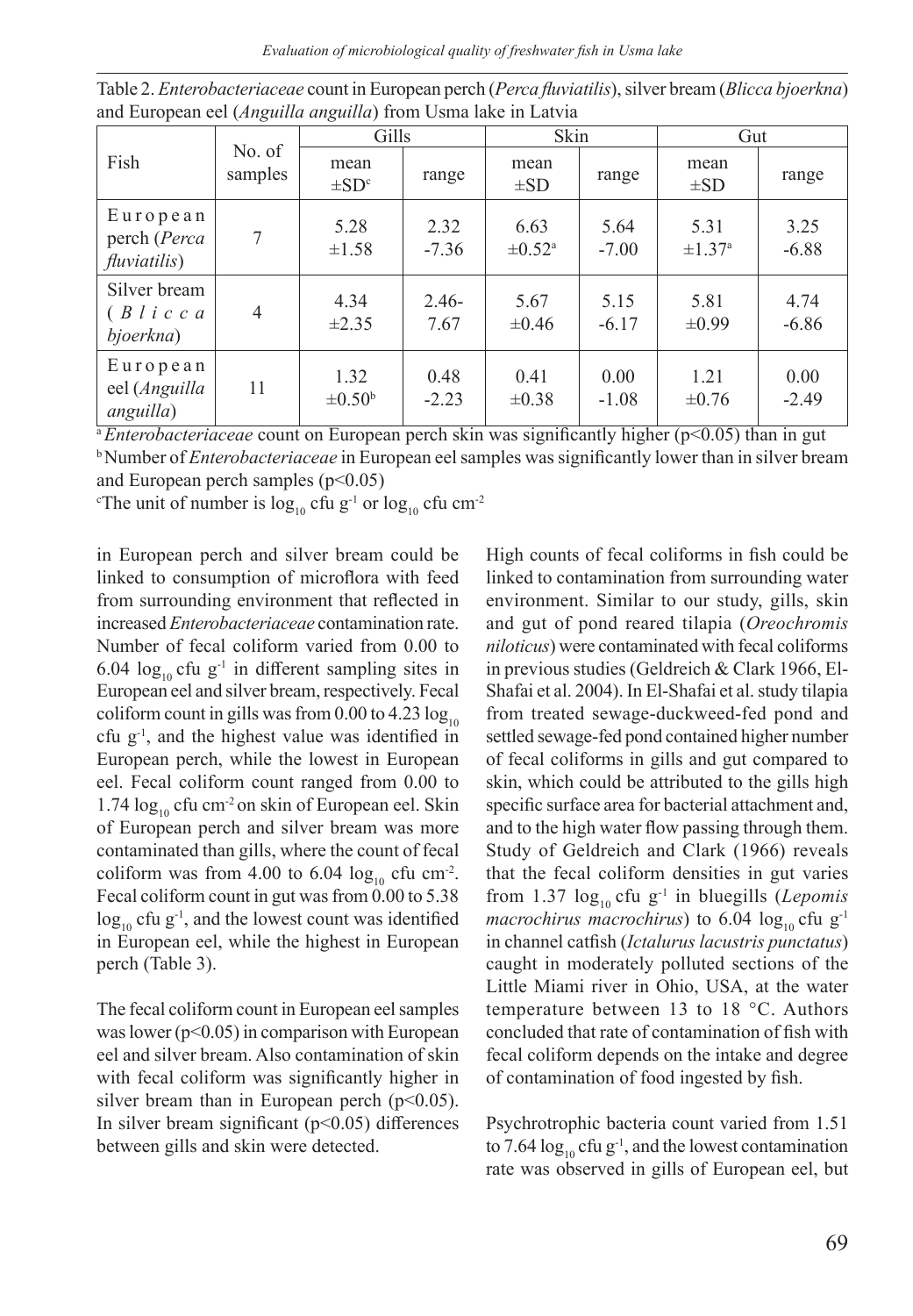Table 2. *Enterobacteriaceae* count in European perch (*Perca fluviatilis*), silver bream (*Blicca bjoerkna*) and European eel (*Anguilla anguilla*) from Usma lake in Latvia

| Fish | No. of samples | Gills | | Skin | | Gut | |
|---|---|---|---|---|---|---|---|
| | | mean ±SD[c] | range | mean ±SD | range | mean ±SD | range |
| European perch (*Perca fluviatilis*) | 7 | 5.28 ±1.58 | 2.32 -7.36 | 6.63 ±0.52[a] | 5.64 -7.00 | 5.31 ±1.37[a] | 3.25 -6.88 |
| Silver bream (*Blicca bjoerkna*) | 4 | 4.34 ±2.35 | 2.46-7.67 | 5.67 ±0.46 | 5.15 -6.17 | 5.81 ±0.99 | 4.74 -6.86 |
| European eel (*Anguilla anguilla*) | 11 | 1.32 ±0.50[b] | 0.48 -2.23 | 0.41 ±0.38 | 0.00 -1.08 | 1.21 ±0.76 | 0.00 -2.49 |

[a] *Enterobacteriaceae* count on European perch skin was significantly higher ($p<0.05$) than in gut
[b] Number of *Enterobacteriaceae* in European eel samples was significantly lower than in silver bream and European perch samples ($p<0.05$)
[c] The unit of number is $\log_{10}$ cfu $g^{-1}$ or $\log_{10}$ cfu $cm^{-2}$

in European perch and silver bream could be linked to consumption of microflora with feed from surrounding environment that reflected in increased *Enterobacteriaceae* contamination rate. Number of fecal coliform varied from 0.00 to 6.04 $\log_{10}$ cfu $g^{-1}$ in different sampling sites in European eel and silver bream, respectively. Fecal coliform count in gills was from 0.00 to 4.23 $\log_{10}$ cfu $g^{-1}$, and the highest value was identified in European perch, while the lowest in European eel. Fecal coliform count ranged from 0.00 to 1.74 $\log_{10}$ cfu $cm^{-2}$ on skin of European eel. Skin of European perch and silver bream was more contaminated than gills, where the count of fecal coliform was from 4.00 to 6.04 $\log_{10}$ cfu $cm^{-2}$. Fecal coliform count in gut was from 0.00 to 5.38 $\log_{10}$ cfu $g^{-1}$, and the lowest count was identified in European eel, while the highest in European perch (Table 3).

The fecal coliform count in European eel samples was lower ($p<0.05$) in comparison with European eel and silver bream. Also contamination of skin with fecal coliform was significantly higher in silver bream than in European perch ($p<0.05$). In silver bream significant ($p<0.05$) differences between gills and skin were detected.

High counts of fecal coliforms in fish could be linked to contamination from surrounding water environment. Similar to our study, gills, skin and gut of pond reared tilapia (*Oreochromis niloticus*) were contaminated with fecal coliforms in previous studies (Geldreich & Clark 1966, El-Shafai et al. 2004). In El-Shafai et al. study tilapia from treated sewage-duckweed-fed pond and settled sewage-fed pond contained higher number of fecal coliforms in gills and gut compared to skin, which could be attributed to the gills high specific surface area for bacterial attachment and, and to the high water flow passing through them. Study of Geldreich and Clark (1966) reveals that the fecal coliform densities in gut varies from 1.37 $\log_{10}$ cfu $g^{-1}$ in bluegills (*Lepomis macrochirus macrochirus*) to 6.04 $\log_{10}$ cfu $g^{-1}$ in channel catfish (*Ictalurus lacustris punctatus*) caught in moderately polluted sections of the Little Miami river in Ohio, USA, at the water temperature between 13 to 18 °C. Authors concluded that rate of contamination of fish with fecal coliform depends on the intake and degree of contamination of food ingested by fish.

Psychrotrophic bacteria count varied from 1.51 to 7.64 $\log_{10}$ cfu $g^{-1}$, and the lowest contamination rate was observed in gills of European eel, but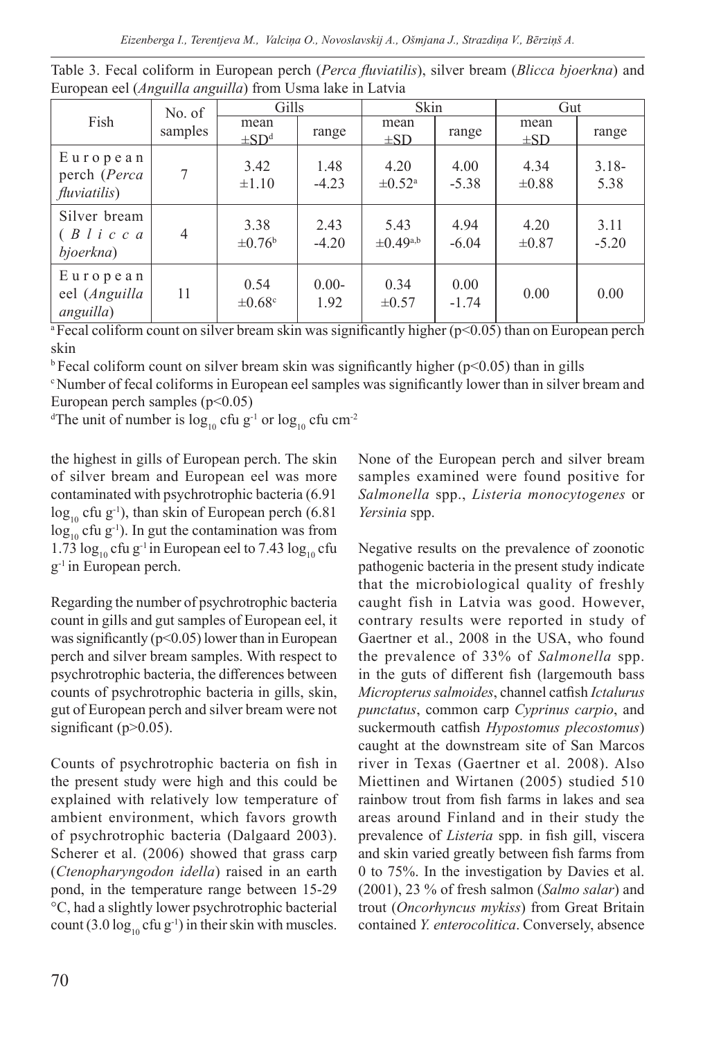Table 3. Fecal coliform in European perch (*Perca fluviatilis*), silver bream (*Blicca bjoerkna*) and European eel (*Anguilla anguilla*) from Usma lake in Latvia

| Fish | No. of samples | Gills | | Skin | | Gut | |
|---|---|---|---|---|---|---|---|
| | | mean ±SD[d] | range | mean ±SD | range | mean ±SD | range |
| European perch (*Perca fluviatilis*) | 7 | 3.42 ±1.10 | 1.48 -4.23 | 4.20 ±0.52[a] | 4.00 -5.38 | 4.34 ±0.88 | 3.18-5.38 |
| Silver bream (*Blicca bjoerkna*) | 4 | 3.38 ±0.76[b] | 2.43 -4.20 | 5.43 ±0.49[a,b] | 4.94 -6.04 | 4.20 ±0.87 | 3.11 -5.20 |
| European eel (*Anguilla anguilla*) | 11 | 0.54 ±0.68[c] | 0.00-1.92 | 0.34 ±0.57 | 0.00 -1.74 | 0.00 | 0.00 |

[a] Fecal coliform count on silver bream skin was significantly higher ($p<0.05$) than on European perch skin

[b] Fecal coliform count on silver bream skin was significantly higher ($p<0.05$) than in gills

[c] Number of fecal coliforms in European eel samples was significantly lower than in silver bream and European perch samples ($p<0.05$)

[d] The unit of number is $\log_{10}$ cfu $g^{-1}$ or $\log_{10}$ cfu $cm^{-2}$

the highest in gills of European perch. The skin of silver bream and European eel was more contaminated with psychrotrophic bacteria (6.91 $\log_{10}$ cfu $g^{-1}$), than skin of European perch (6.81 $\log_{10}$ cfu $g^{-1}$). In gut the contamination was from 1.73 $\log_{10}$ cfu $g^{-1}$ in European eel to 7.43 $\log_{10}$ cfu $g^{-1}$ in European perch.

Regarding the number of psychrotrophic bacteria count in gills and gut samples of European eel, it was significantly ($p<0.05$) lower than in European perch and silver bream samples. With respect to psychrotrophic bacteria, the differences between counts of psychrotrophic bacteria in gills, skin, gut of European perch and silver bream were not significant ($p>0.05$).

Counts of psychrotrophic bacteria on fish in the present study were high and this could be explained with relatively low temperature of ambient environment, which favors growth of psychrotrophic bacteria (Dalgaard 2003). Scherer et al. (2006) showed that grass carp (*Ctenopharyngodon idella*) raised in an earth pond, in the temperature range between 15-29 °C, had a slightly lower psychrotrophic bacterial count (3.0 $\log_{10}$ cfu $g^{-1}$) in their skin with muscles. None of the European perch and silver bream samples examined were found positive for *Salmonella* spp., *Listeria monocytogenes* or *Yersinia* spp.

Negative results on the prevalence of zoonotic pathogenic bacteria in the present study indicate that the microbiological quality of freshly caught fish in Latvia was good. However, contrary results were reported in study of Gaertner et al., 2008 in the USA, who found the prevalence of 33% of *Salmonella* spp. in the guts of different fish (largemouth bass *Micropterus salmoides*, channel catfish *Ictalurus punctatus*, common carp *Cyprinus carpio*, and suckermouth catfish *Hypostomus plecostomus*) caught at the downstream site of San Marcos river in Texas (Gaertner et al. 2008). Also Miettinen and Wirtanen (2005) studied 510 rainbow trout from fish farms in lakes and sea areas around Finland and in their study the prevalence of *Listeria* spp. in fish gill, viscera and skin varied greatly between fish farms from 0 to 75%. In the investigation by Davies et al. (2001), 23 % of fresh salmon (*Salmo salar*) and trout (*Oncorhyncus mykiss*) from Great Britain contained *Y. enterocolitica*. Conversely, absence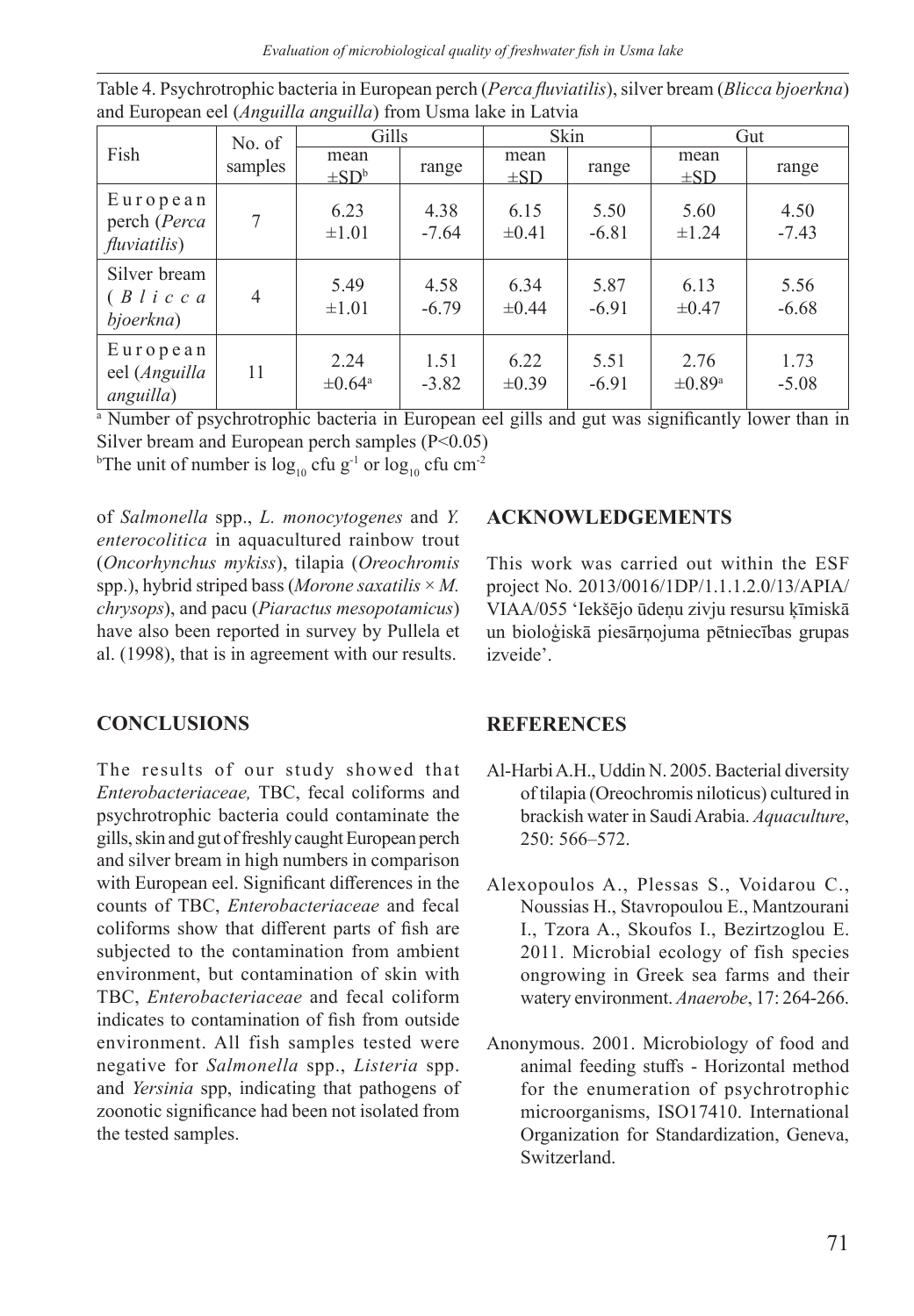Table 4. Psychrotrophic bacteria in European perch (*Perca fluviatilis*), silver bream (*Blicca bjoerkna*) and European eel (*Anguilla anguilla*) from Usma lake in Latvia

| Fish | No. of samples | Gills | | Skin | | Gut | |
|---|---|---|---|---|---|---|---|
| | | mean ±SD[b] | range | mean ±SD | range | mean ±SD | range |
| European perch (*Perca fluviatilis*) | 7 | 6.23 ±1.01 | 4.38 -7.64 | 6.15 ±0.41 | 5.50 -6.81 | 5.60 ±1.24 | 4.50 -7.43 |
| Silver bream (*Blicca bjoerkna*) | 4 | 5.49 ±1.01 | 4.58 -6.79 | 6.34 ±0.44 | 5.87 -6.91 | 6.13 ±0.47 | 5.56 -6.68 |
| European eel (*Anguilla anguilla*) | 11 | 2.24 ±0.64[a] | 1.51 -3.82 | 6.22 ±0.39 | 5.51 -6.91 | 2.76 ±0.89[a] | 1.73 -5.08 |

[a] Number of psychrotrophic bacteria in European eel gills and gut was significantly lower than in Silver bream and European perch samples ($P<0.05$)
[b]The unit of number is $\log_{10}$ cfu $g^{-1}$ or $\log_{10}$ cfu $cm^{-2}$

of *Salmonella* spp., *L. monocytogenes* and *Y. enterocolitica* in aquacultured rainbow trout (*Oncorhynchus mykiss*), tilapia (*Oreochromis* spp.), hybrid striped bass (*Morone saxatilis × M. chrysops*), and pacu (*Piaractus mesopotamicus*) have also been reported in survey by Pullela et al. (1998), that is in agreement with our results.

## CONCLUSIONS

The results of our study showed that *Enterobacteriaceae,* TBC, fecal coliforms and psychrotrophic bacteria could contaminate the gills, skin and gut of freshly caught European perch and silver bream in high numbers in comparison with European eel. Significant differences in the counts of TBC, *Enterobacteriaceae* and fecal coliforms show that different parts of fish are subjected to the contamination from ambient environment, but contamination of skin with TBC, *Enterobacteriaceae* and fecal coliform indicates to contamination of fish from outside environment. All fish samples tested were negative for *Salmonella* spp., *Listeria* spp. and *Yersinia* spp, indicating that pathogens of zoonotic significance had been not isolated from the tested samples.

## ACKNOWLEDGEMENTS

This work was carried out within the ESF project No. 2013/0016/1DP/1.1.1.2.0/13/APIA/VIAA/055 'Iekšējo ūdeņu zivju resursu ķīmiskā un bioloģiskā piesārņojuma pētniecības grupas izveide'.

## REFERENCES

Al-Harbi A.H., Uddin N. 2005. Bacterial diversity of tilapia (Oreochromis niloticus) cultured in brackish water in Saudi Arabia. *Aquaculture*, 250: 566–572.

Alexopoulos A., Plessas S., Voidarou C., Noussias H., Stavropoulou E., Mantzourani I., Tzora A., Skoufos I., Bezirtzoglou E. 2011. Microbial ecology of fish species ongrowing in Greek sea farms and their watery environment. *Anaerobe*, 17: 264-266.

Anonymous. 2001. Microbiology of food and animal feeding stuffs - Horizontal method for the enumeration of psychrotrophic microorganisms, ISO17410. International Organization for Standardization, Geneva, Switzerland.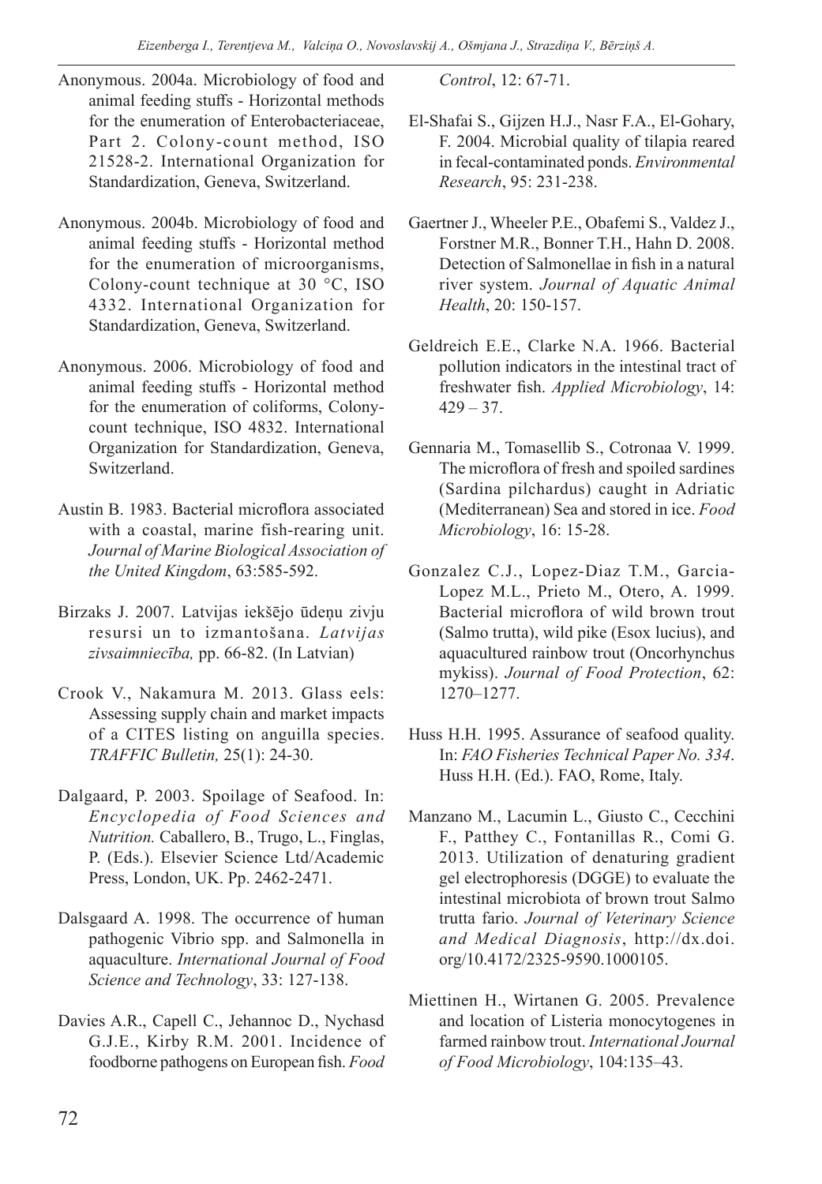Anonymous. 2004a. Microbiology of food and animal feeding stuffs - Horizontal methods for the enumeration of Enterobacteriaceae, Part 2. Colony-count method, ISO 21528-2. International Organization for Standardization, Geneva, Switzerland.

Anonymous. 2004b. Microbiology of food and animal feeding stuffs - Horizontal method for the enumeration of microorganisms, Colony-count technique at 30 °C, ISO 4332. International Organization for Standardization, Geneva, Switzerland.

Anonymous. 2006. Microbiology of food and animal feeding stuffs - Horizontal method for the enumeration of coliforms, Colony-count technique, ISO 4832. International Organization for Standardization, Geneva, Switzerland.

Austin B. 1983. Bacterial microflora associated with a coastal, marine fish-rearing unit. *Journal of Marine Biological Association of the United Kingdom*, 63:585-592.

Birzaks J. 2007. Latvijas iekšējo ūdeņu zivju resursi un to izmantošana. *Latvijas zivsaimniecība,* pp. 66-82. (In Latvian)

Crook V., Nakamura M. 2013. Glass eels: Assessing supply chain and market impacts of a CITES listing on anguilla species. *TRAFFIC Bulletin,* 25(1): 24-30.

Dalgaard, P. 2003. Spoilage of Seafood. In: *Encyclopedia of Food Sciences and Nutrition.* Caballero, B., Trugo, L., Finglas, P. (Eds.). Elsevier Science Ltd/Academic Press, London, UK. Pp. 2462-2471.

Dalsgaard A. 1998. The occurrence of human pathogenic Vibrio spp. and Salmonella in aquaculture. *International Journal of Food Science and Technology*, 33: 127-138.

Davies A.R., Capell C., Jehannoc D., Nychasd G.J.E., Kirby R.M. 2001. Incidence of foodborne pathogens on European fish. *Food Control*, 12: 67-71.

El-Shafai S., Gijzen H.J., Nasr F.A., El-Gohary, F. 2004. Microbial quality of tilapia reared in fecal-contaminated ponds. *Environmental Research*, 95: 231-238.

Gaertner J., Wheeler P.E., Obafemi S., Valdez J., Forstner M.R., Bonner T.H., Hahn D. 2008. Detection of Salmonellae in fish in a natural river system. *Journal of Aquatic Animal Health*, 20: 150-157.

Geldreich E.E., Clarke N.A. 1966. Bacterial pollution indicators in the intestinal tract of freshwater fish. *Applied Microbiology*, 14: 429 – 37.

Gennaria M., Tomasellib S., Cotronaa V. 1999. The microflora of fresh and spoiled sardines (Sardina pilchardus) caught in Adriatic (Mediterranean) Sea and stored in ice. *Food Microbiology*, 16: 15-28.

Gonzalez C.J., Lopez-Diaz T.M., Garcia-Lopez M.L., Prieto M., Otero, A. 1999. Bacterial microflora of wild brown trout (Salmo trutta), wild pike (Esox lucius), and aquacultured rainbow trout (Oncorhynchus mykiss). *Journal of Food Protection*, 62: 1270–1277.

Huss H.H. 1995. Assurance of seafood quality. In: *FAO Fisheries Technical Paper No. 334*. Huss H.H. (Ed.). FAO, Rome, Italy.

Manzano M., Lacumin L., Giusto C., Cecchini F., Patthey C., Fontanillas R., Comi G. 2013. Utilization of denaturing gradient gel electrophoresis (DGGE) to evaluate the intestinal microbiota of brown trout Salmo trutta fario. *Journal of Veterinary Science and Medical Diagnosis*, http://dx.doi.org/10.4172/2325-9590.1000105.

Miettinen H., Wirtanen G. 2005. Prevalence and location of Listeria monocytogenes in farmed rainbow trout. *International Journal of Food Microbiology*, 104:135–43.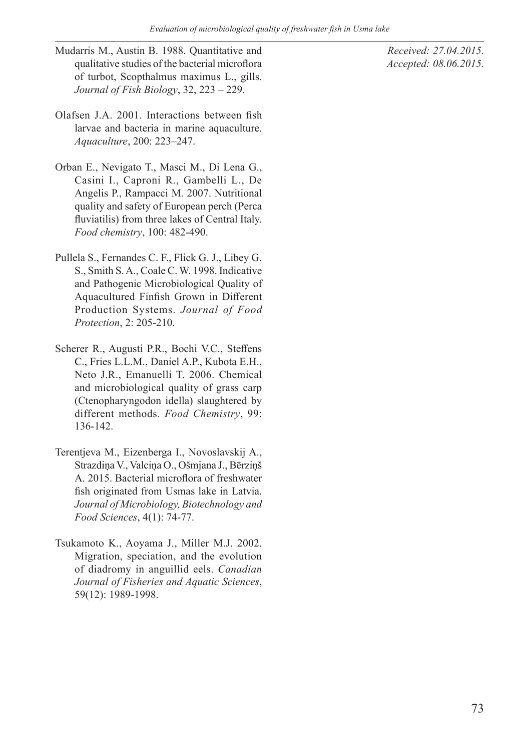Mudarris M., Austin B. 1988. Quantitative and qualitative studies of the bacterial microflora of turbot, Scopthalmus maximus L., gills. *Journal of Fish Biology*, 32, 223 – 229.

Olafsen J.A. 2001. Interactions between fish larvae and bacteria in marine aquaculture. *Aquaculture*, 200: 223–247.

Orban E., Nevigato T., Masci M., Di Lena G., Casini I., Caproni R., Gambelli L., De Angelis P., Rampacci M. 2007. Nutritional quality and safety of European perch (Perca fluviatilis) from three lakes of Central Italy. *Food chemistry*, 100: 482-490.

Pullela S., Fernandes C. F., Flick G. J., Libey G. S., Smith S. A., Coale C. W. 1998. Indicative and Pathogenic Microbiological Quality of Aquacultured Finfish Grown in Different Production Systems. *Journal of Food Protection*, 2: 205-210.

Scherer R., Augusti P.R., Bochi V.C., Steffens C., Fries L.L.M., Daniel A.P., Kubota E.H., Neto J.R., Emanuelli T. 2006. Chemical and microbiological quality of grass carp (Ctenopharyngodon idella) slaughtered by different methods. *Food Chemistry*, 99: 136-142.

Terentjeva M., Eizenberga I., Novoslavskij A., Strazdiņa V., Valciņa O., Ošmjana J., Bērziņš A. 2015. Bacterial microflora of freshwater fish originated from Usmas lake in Latvia. *Journal of Microbiology, Biotechnology and Food Sciences*, 4(1): 74-77.

Tsukamoto K., Aoyama J., Miller M.J. 2002. Migration, speciation, and the evolution of diadromy in anguillid eels. *Canadian Journal of Fisheries and Aquatic Sciences*, 59(12): 1989-1998.

*Received: 27.04.2015.*
*Accepted: 08.06.2015.*